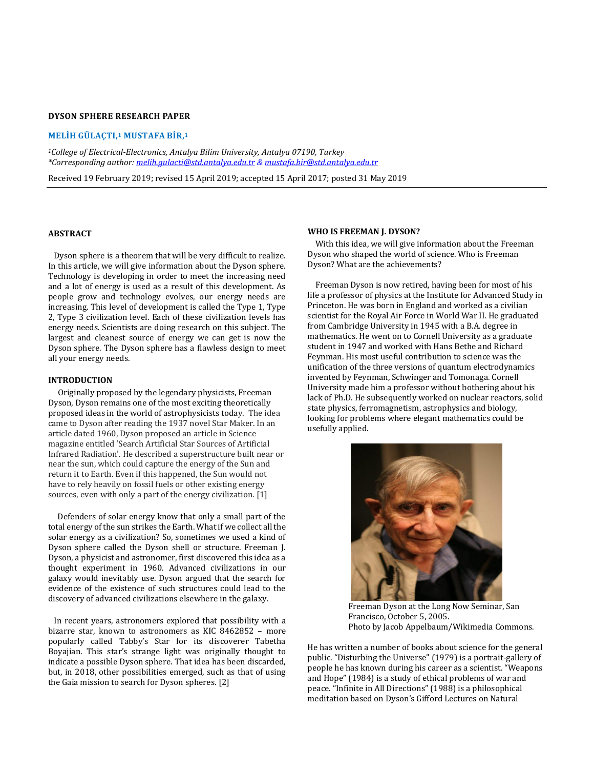# DYSON SPHERE RESEARCH PAPER

**MELİH GÜLAÇTI,[1] MUSTAFA BİR,[1]**

*[1]College of Electrical-Electronics, Antalya Bilim University, Antalya 07190, Turkey*
*\*Corresponding author: melih.gulacti@std.antalya.edu.tr & mustafa.bir@std.antalya.edu.tr*

Received 19 February 2019; revised 15 April 2019; accepted 15 April 2017; posted 31 May 2019

## ABSTRACT

Dyson sphere is a theorem that will be very difficult to realize. In this article, we will give information about the Dyson sphere. Technology is developing in order to meet the increasing need and a lot of energy is used as a result of this development. As people grow and technology evolves, our energy needs are increasing. This level of development is called the Type 1, Type 2, Type 3 civilization level. Each of these civilization levels has energy needs. Scientists are doing research on this subject. The largest and cleanest source of energy we can get is now the Dyson sphere. The Dyson sphere has a flawless design to meet all your energy needs.

## INTRODUCTION

Originally proposed by the legendary physicists, Freeman Dyson, Dyson remains one of the most exciting theoretically proposed ideas in the world of astrophysicists today. The idea came to Dyson after reading the 1937 novel Star Maker. In an article dated 1960, Dyson proposed an article in Science magazine entitled 'Search Artificial Star Sources of Artificial Infrared Radiation'. He described a superstructure built near or near the sun, which could capture the energy of the Sun and return it to Earth. Even if this happened, the Sun would not have to rely heavily on fossil fuels or other existing energy sources, even with only a part of the energy civilization. [1]

Defenders of solar energy know that only a small part of the total energy of the sun strikes the Earth. What if we collect all the solar energy as a civilization? So, sometimes we used a kind of Dyson sphere called the Dyson shell or structure. Freeman J. Dyson, a physicist and astronomer, first discovered this idea as a thought experiment in 1960. Advanced civilizations in our galaxy would inevitably use. Dyson argued that the search for evidence of the existence of such structures could lead to the discovery of advanced civilizations elsewhere in the galaxy.

In recent years, astronomers explored that possibility with a bizarre star, known to astronomers as KIC 8462852 – more popularly called Tabby's Star for its discoverer Tabetha Boyajian. This star's strange light was originally thought to indicate a possible Dyson sphere. That idea has been discarded, but, in 2018, other possibilities emerged, such as that of using the Gaia mission to search for Dyson spheres. [2]

## WHO IS FREEMAN J. DYSON?

With this idea, we will give information about the Freeman Dyson who shaped the world of science. Who is Freeman Dyson? What are the achievements?

Freeman Dyson is now retired, having been for most of his life a professor of physics at the Institute for Advanced Study in Princeton. He was born in England and worked as a civilian scientist for the Royal Air Force in World War II. He graduated from Cambridge University in 1945 with a B.A. degree in mathematics. He went on to Cornell University as a graduate student in 1947 and worked with Hans Bethe and Richard Feynman. His most useful contribution to science was the unification of the three versions of quantum electrodynamics invented by Feynman, Schwinger and Tomonaga. Cornell University made him a professor without bothering about his lack of Ph.D. He subsequently worked on nuclear reactors, solid state physics, ferromagnetism, astrophysics and biology, looking for problems where elegant mathematics could be usefully applied.

Freeman Dyson at the Long Now Seminar, San Francisco, October 5, 2005.
Photo by Jacob Appelbaum/Wikimedia Commons.

He has written a number of books about science for the general public. "Disturbing the Universe" (1979) is a portrait-gallery of people he has known during his career as a scientist. "Weapons and Hope" (1984) is a study of ethical problems of war and peace. "Infinite in All Directions" (1988) is a philosophical meditation based on Dyson's Gifford Lectures on Natural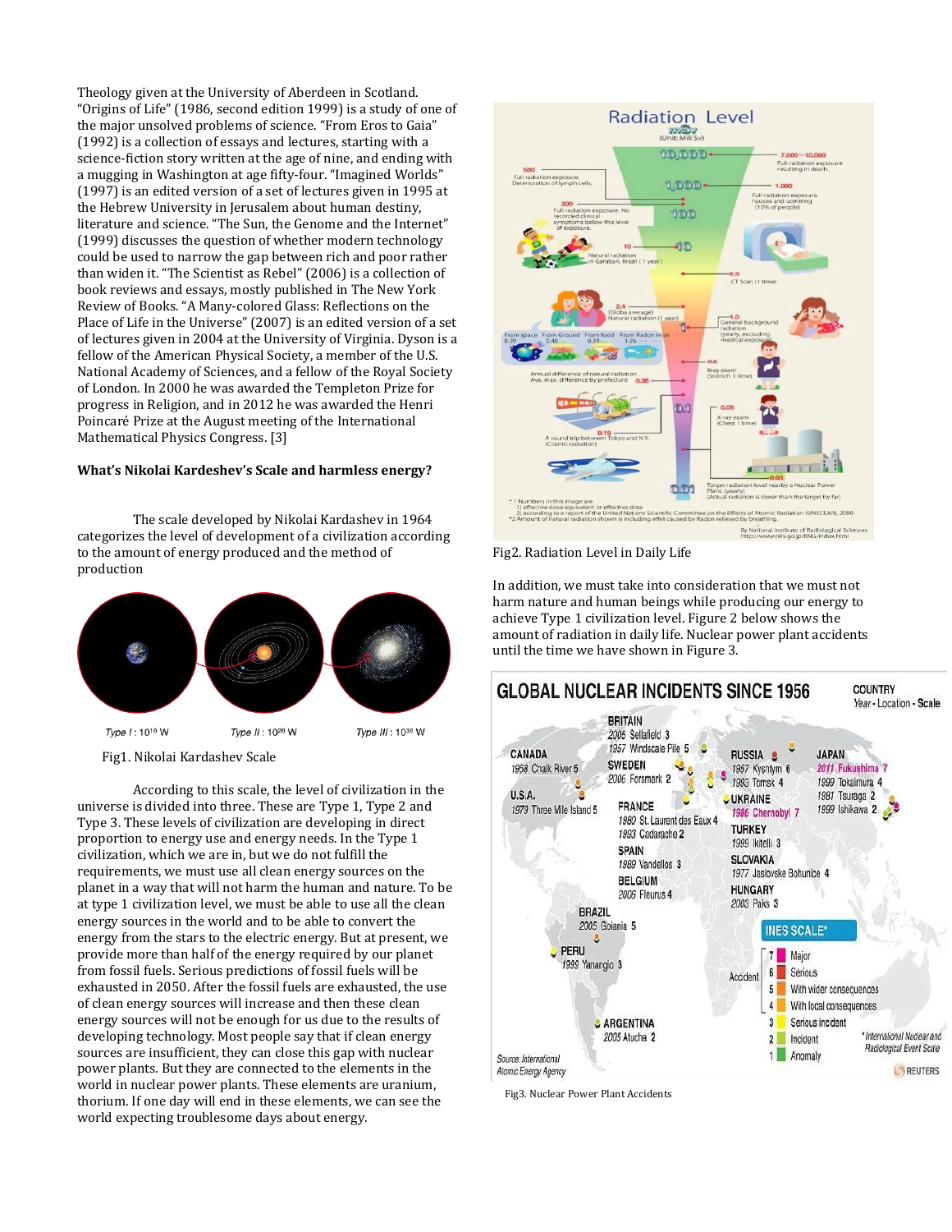Theology given at the University of Aberdeen in Scotland. "Origins of Life" (1986, second edition 1999) is a study of one of the major unsolved problems of science. "From Eros to Gaia" (1992) is a collection of essays and lectures, starting with a science-fiction story written at the age of nine, and ending with a mugging in Washington at age fifty-four. "Imagined Worlds" (1997) is an edited version of a set of lectures given in 1995 at the Hebrew University in Jerusalem about human destiny, literature and science. "The Sun, the Genome and the Internet" (1999) discusses the question of whether modern technology could be used to narrow the gap between rich and poor rather than widen it. "The Scientist as Rebel" (2006) is a collection of book reviews and essays, mostly published in The New York Review of Books. "A Many-colored Glass: Reflections on the Place of Life in the Universe" (2007) is an edited version of a set of lectures given in 2004 at the University of Virginia. Dyson is a fellow of the American Physical Society, a member of the U.S. National Academy of Sciences, and a fellow of the Royal Society of London. In 2000 he was awarded the Templeton Prize for progress in Religion, and in 2012 he was awarded the Henri Poincaré Prize at the August meeting of the International Mathematical Physics Congress. [3]

**What's Nikolai Kardeshev's Scale and harmless energy?**

The scale developed by Nikolai Kardashev in 1964 categorizes the level of development of a civilization according to the amount of energy produced and the method of production

Type I : $10^{16}$ W  Type II : $10^{26}$ W  Type III : $10^{36}$ W

Fig1. Nikolai Kardashev Scale

According to this scale, the level of civilization in the universe is divided into three. These are Type 1, Type 2 and Type 3. These levels of civilization are developing in direct proportion to energy use and energy needs. In the Type 1 civilization, which we are in, but we do not fulfill the requirements, we must use all clean energy sources on the planet in a way that will not harm the human and nature. To be at type 1 civilization level, we must be able to use all the clean energy sources in the world and to be able to convert the energy from the stars to the electric energy. But at present, we provide more than half of the energy required by our planet from fossil fuels. Serious predictions of fossil fuels will be exhausted in 2050. After the fossil fuels are exhausted, the use of clean energy sources will increase and then these clean energy sources will not be enough for us due to the results of developing technology. Most people say that if clean energy sources are insufficient, they can close this gap with nuclear power plants. But they are connected to the elements in the world in nuclear power plants. These elements are uranium, thorium. If one day will end in these elements, we can see the world expecting troublesome days about energy.

Fig2. Radiation Level in Daily Life

In addition, we must take into consideration that we must not harm nature and human beings while producing our energy to achieve Type 1 civilization level. Figure 2 below shows the amount of radiation in daily life. Nuclear power plant accidents until the time we have shown in Figure 3.

Fig3. Nuclear Power Plant Accidents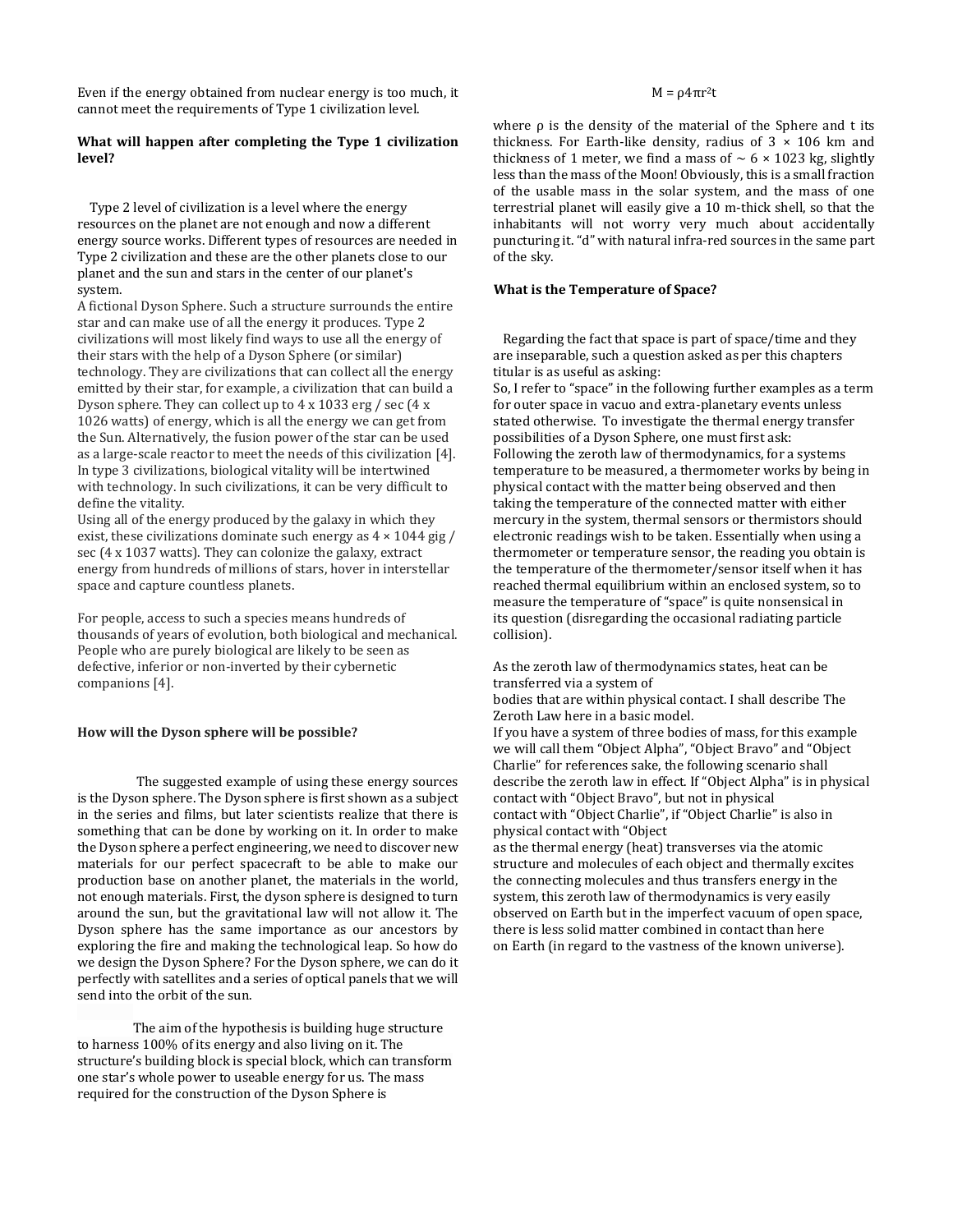Even if the energy obtained from nuclear energy is too much, it cannot meet the requirements of Type 1 civilization level.

**What will happen after completing the Type 1 civilization level?**

Type 2 level of civilization is a level where the energy resources on the planet are not enough and now a different energy source works. Different types of resources are needed in Type 2 civilization and these are the other planets close to our planet and the sun and stars in the center of our planet's system.
A fictional Dyson Sphere. Such a structure surrounds the entire star and can make use of all the energy it produces. Type 2 civilizations will most likely find ways to use all the energy of their stars with the help of a Dyson Sphere (or similar) technology. They are civilizations that can collect all the energy emitted by their star, for example, a civilization that can build a Dyson sphere. They can collect up to 4 x 1033 erg / sec (4 x 1026 watts) of energy, which is all the energy we can get from the Sun. Alternatively, the fusion power of the star can be used as a large-scale reactor to meet the needs of this civilization [4].
In type 3 civilizations, biological vitality will be intertwined with technology. In such civilizations, it can be very difficult to define the vitality.
Using all of the energy produced by the galaxy in which they exist, these civilizations dominate such energy as 4 × 1044 gig / sec (4 x 1037 watts). They can colonize the galaxy, extract energy from hundreds of millions of stars, hover in interstellar space and capture countless planets.

For people, access to such a species means hundreds of thousands of years of evolution, both biological and mechanical. People who are purely biological are likely to be seen as defective, inferior or non-inverted by their cybernetic companions [4].

**How will the Dyson sphere will be possible?**

The suggested example of using these energy sources is the Dyson sphere. The Dyson sphere is first shown as a subject in the series and films, but later scientists realize that there is something that can be done by working on it. In order to make the Dyson sphere a perfect engineering, we need to discover new materials for our perfect spacecraft to be able to make our production base on another planet, the materials in the world, not enough materials. First, the dyson sphere is designed to turn around the sun, but the gravitational law will not allow it. The Dyson sphere has the same importance as our ancestors by exploring the fire and making the technological leap. So how do we design the Dyson Sphere? For the Dyson sphere, we can do it perfectly with satellites and a series of optical panels that we will send into the orbit of the sun.

The aim of the hypothesis is building huge structure to harness 100% of its energy and also living on it. The structure's building block is special block, which can transform one star's whole power to useable energy for us. The mass required for the construction of the Dyson Sphere is

$$M = \rho 4\pi r^2 t$$

where ρ is the density of the material of the Sphere and t its thickness. For Earth-like density, radius of 3 × 106 km and thickness of 1 meter, we find a mass of ∼ 6 × 1023 kg, slightly less than the mass of the Moon! Obviously, this is a small fraction of the usable mass in the solar system, and the mass of one terrestrial planet will easily give a 10 m-thick shell, so that the inhabitants will not worry very much about accidentally puncturing it. "d" with natural infra-red sources in the same part of the sky.

**What is the Temperature of Space?**

Regarding the fact that space is part of space/time and they are inseparable, such a question asked as per this chapters titular is as useful as asking:
So, I refer to "space" in the following further examples as a term for outer space in vacuo and extra-planetary events unless stated otherwise. To investigate the thermal energy transfer possibilities of a Dyson Sphere, one must first ask:
Following the zeroth law of thermodynamics, for a systems temperature to be measured, a thermometer works by being in physical contact with the matter being observed and then taking the temperature of the connected matter with either mercury in the system, thermal sensors or thermistors should electronic readings wish to be taken. Essentially when using a thermometer or temperature sensor, the reading you obtain is the temperature of the thermometer/sensor itself when it has reached thermal equilibrium within an enclosed system, so to measure the temperature of "space" is quite nonsensical in its question (disregarding the occasional radiating particle collision).

As the zeroth law of thermodynamics states, heat can be transferred via a system of bodies that are within physical contact. I shall describe The Zeroth Law here in a basic model.
If you have a system of three bodies of mass, for this example we will call them "Object Alpha", "Object Bravo" and "Object Charlie" for references sake, the following scenario shall describe the zeroth law in effect. If "Object Alpha" is in physical contact with "Object Bravo", but not in physical contact with "Object Charlie", if "Object Charlie" is also in physical contact with "Object
as the thermal energy (heat) transverses via the atomic structure and molecules of each object and thermally excites the connecting molecules and thus transfers energy in the system, this zeroth law of thermodynamics is very easily observed on Earth but in the imperfect vacuum of open space, there is less solid matter combined in contact than here on Earth (in regard to the vastness of the known universe).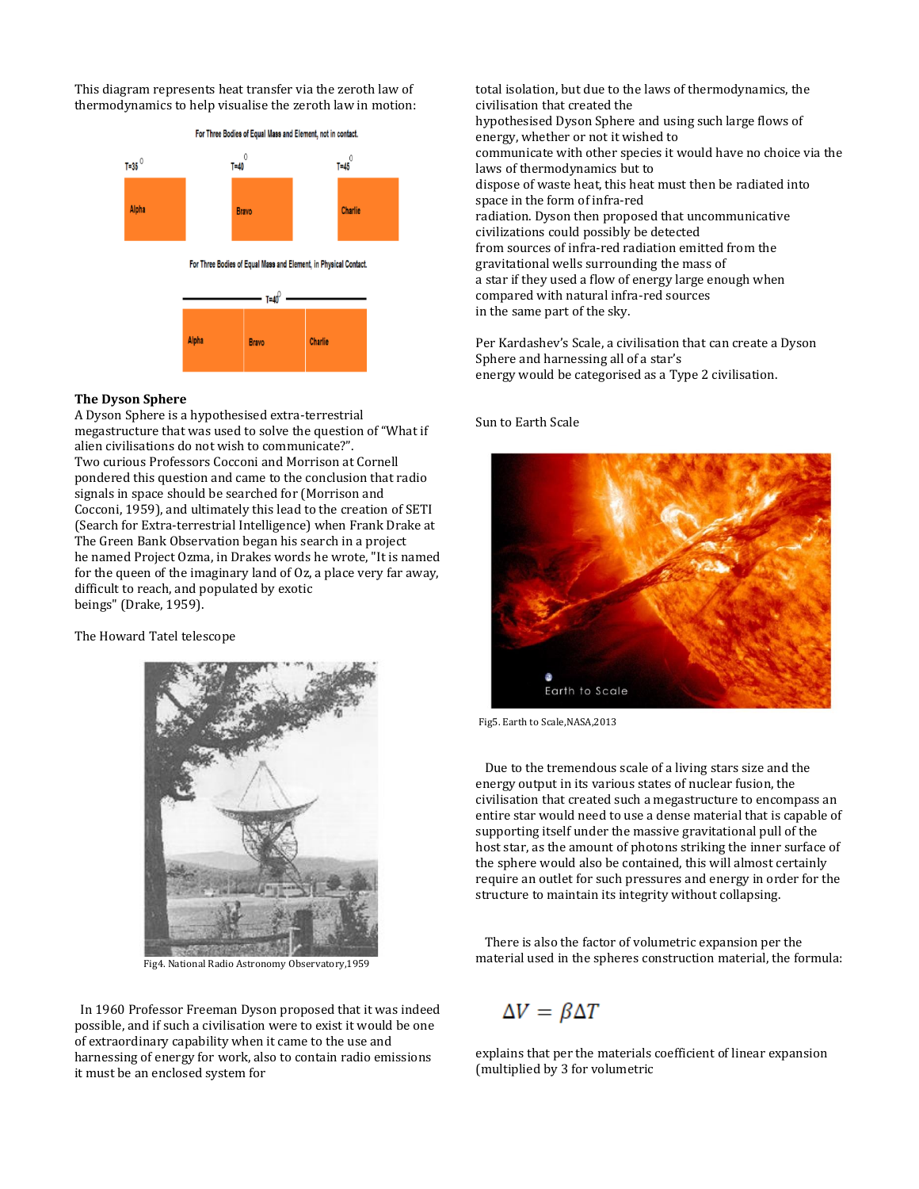This diagram represents heat transfer via the zeroth law of thermodynamics to help visualise the zeroth law in motion:

For Three Bodies of Equal Mass and Element, not in contact.

$T=35^0$ Alpha $T=40^0$ Bravo $T=45^0$ Charlie

For Three Bodies of Equal Mass and Element, in Physical Contact.

$T=40^0$ Alpha Bravo Charlie

**The Dyson Sphere**

A Dyson Sphere is a hypothesised extra-terrestrial megastructure that was used to solve the question of "What if alien civilisations do not wish to communicate?". Two curious Professors Cocconi and Morrison at Cornell pondered this question and came to the conclusion that radio signals in space should be searched for (Morrison and Cocconi, 1959), and ultimately this lead to the creation of SETI (Search for Extra-terrestrial Intelligence) when Frank Drake at The Green Bank Observation began his search in a project he named Project Ozma, in Drakes words he wrote, "It is named for the queen of the imaginary land of Oz, a place very far away, difficult to reach, and populated by exotic beings" (Drake, 1959).

The Howard Tatel telescope

Fig4. National Radio Astronomy Observatory,1959

In 1960 Professor Freeman Dyson proposed that it was indeed possible, and if such a civilisation were to exist it would be one of extraordinary capability when it came to the use and harnessing of energy for work, also to contain radio emissions it must be an enclosed system for total isolation, but due to the laws of thermodynamics, the civilisation that created the hypothesised Dyson Sphere and using such large flows of energy, whether or not it wished to communicate with other species it would have no choice via the laws of thermodynamics but to dispose of waste heat, this heat must then be radiated into space in the form of infra-red radiation. Dyson then proposed that uncommunicative civilizations could possibly be detected from sources of infra-red radiation emitted from the gravitational wells surrounding the mass of a star if they used a flow of energy large enough when compared with natural infra-red sources in the same part of the sky.

Per Kardashev's Scale, a civilisation that can create a Dyson Sphere and harnessing all of a star's energy would be categorised as a Type 2 civilisation.

Sun to Earth Scale

Fig5. Earth to Scale,NASA,2013

Due to the tremendous scale of a living stars size and the energy output in its various states of nuclear fusion, the civilisation that created such a megastructure to encompass an entire star would need to use a dense material that is capable of supporting itself under the massive gravitational pull of the host star, as the amount of photons striking the inner surface of the sphere would also be contained, this will almost certainly require an outlet for such pressures and energy in order for the structure to maintain its integrity without collapsing.

There is also the factor of volumetric expansion per the material used in the spheres construction material, the formula:

$$\Delta V = \beta \Delta T$$

explains that per the materials coefficient of linear expansion (multiplied by 3 for volumetric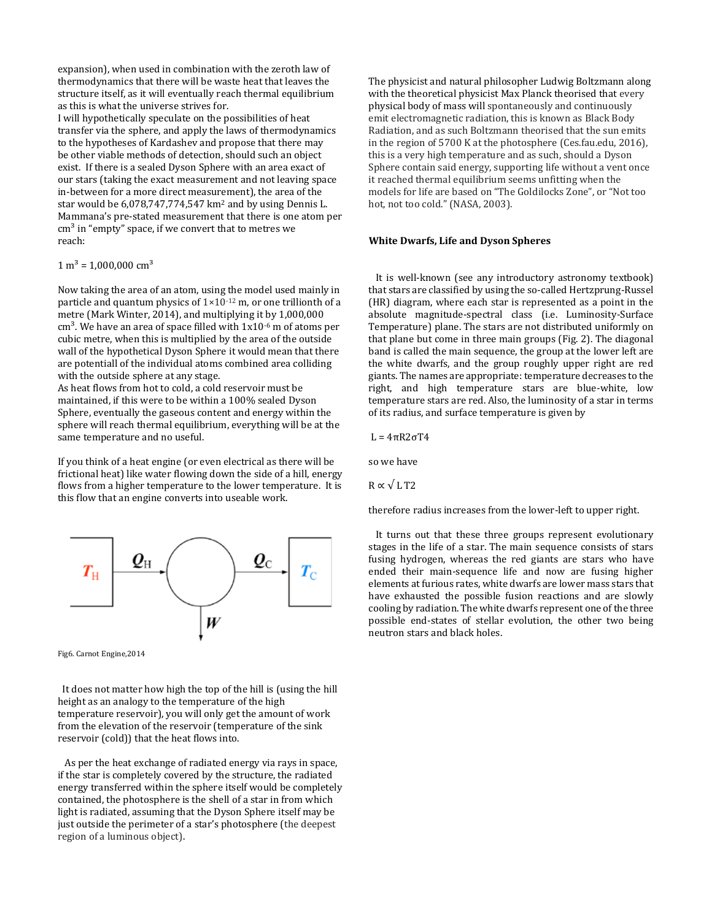expansion), when used in combination with the zeroth law of thermodynamics that there will be waste heat that leaves the structure itself, as it will eventually reach thermal equilibrium as this is what the universe strives for.
I will hypothetically speculate on the possibilities of heat transfer via the sphere, and apply the laws of thermodynamics to the hypotheses of Kardashev and propose that there may be other viable methods of detection, should such an object exist. If there is a sealed Dyson Sphere with an area exact of our stars (taking the exact measurement and not leaving space in-between for a more direct measurement), the area of the star would be 6,078,747,774,547 km$^2$ and by using Dennis L. Mammana's pre-stated measurement that there is one atom per cm$^3$ in "empty" space, if we convert that to metres we reach:

1 m$^3$ = 1,000,000 cm$^3$

Now taking the area of an atom, using the model used mainly in particle and quantum physics of $1 \times 10^{-12}$ m, or one trillionth of a metre (Mark Winter, 2014), and multiplying it by 1,000,000 cm$^3$. We have an area of space filled with $1 \times 10^{-6}$ m of atoms per cubic metre, when this is multiplied by the area of the outside wall of the hypothetical Dyson Sphere it would mean that there are potentiall of the individual atoms combined area colliding with the outside sphere at any stage.
As heat flows from hot to cold, a cold reservoir must be maintained, if this were to be within a 100% sealed Dyson Sphere, eventually the gaseous content and energy within the sphere will reach thermal equilibrium, everything will be at the same temperature and no useful.

If you think of a heat engine (or even electrical as there will be frictional heat) like water flowing down the side of a hill, energy flows from a higher temperature to the lower temperature. It is this flow that an engine converts into useable work.

Fig6. Carnot Engine,2014

It does not matter how high the top of the hill is (using the hill height as an analogy to the temperature of the high temperature reservoir), you will only get the amount of work from the elevation of the reservoir (temperature of the sink reservoir (cold)) that the heat flows into.

As per the heat exchange of radiated energy via rays in space, if the star is completely covered by the structure, the radiated energy transferred within the sphere itself would be completely contained, the photosphere is the shell of a star in from which light is radiated, assuming that the Dyson Sphere itself may be just outside the perimeter of a star's photosphere (the deepest region of a luminous object).

The physicist and natural philosopher Ludwig Boltzmann along with the theoretical physicist Max Planck theorised that every physical body of mass will spontaneously and continuously emit electromagnetic radiation, this is known as Black Body Radiation, and as such Boltzmann theorised that the sun emits in the region of 5700 K at the photosphere (Ces.fau.edu, 2016), this is a very high temperature and as such, should a Dyson Sphere contain said energy, supporting life without a vent once it reached thermal equilibrium seems unfitting when the models for life are based on "The Goldilocks Zone", or "Not too hot, not too cold." (NASA, 2003).

### White Dwarfs, Life and Dyson Spheres

It is well-known (see any introductory astronomy textbook) that stars are classified by using the so-called Hertzprung-Russel (HR) diagram, where each star is represented as a point in the absolute magnitude-spectral class (i.e. Luminosity-Surface Temperature) plane. The stars are not distributed uniformly on that plane but come in three main groups (Fig. 2). The diagonal band is called the main sequence, the group at the lower left are the white dwarfs, and the group roughly upper right are red giants. The names are appropriate: temperature decreases to the right, and high temperature stars are blue-white, low temperature stars are red. Also, the luminosity of a star in terms of its radius, and surface temperature is given by

$L = 4\pi R2\sigma T4$

so we have

$R \propto \sqrt{L}\,T2$

therefore radius increases from the lower-left to upper right.

It turns out that these three groups represent evolutionary stages in the life of a star. The main sequence consists of stars fusing hydrogen, whereas the red giants are stars who have ended their main-sequence life and now are fusing higher elements at furious rates, white dwarfs are lower mass stars that have exhausted the possible fusion reactions and are slowly cooling by radiation. The white dwarfs represent one of the three possible end-states of stellar evolution, the other two being neutron stars and black holes.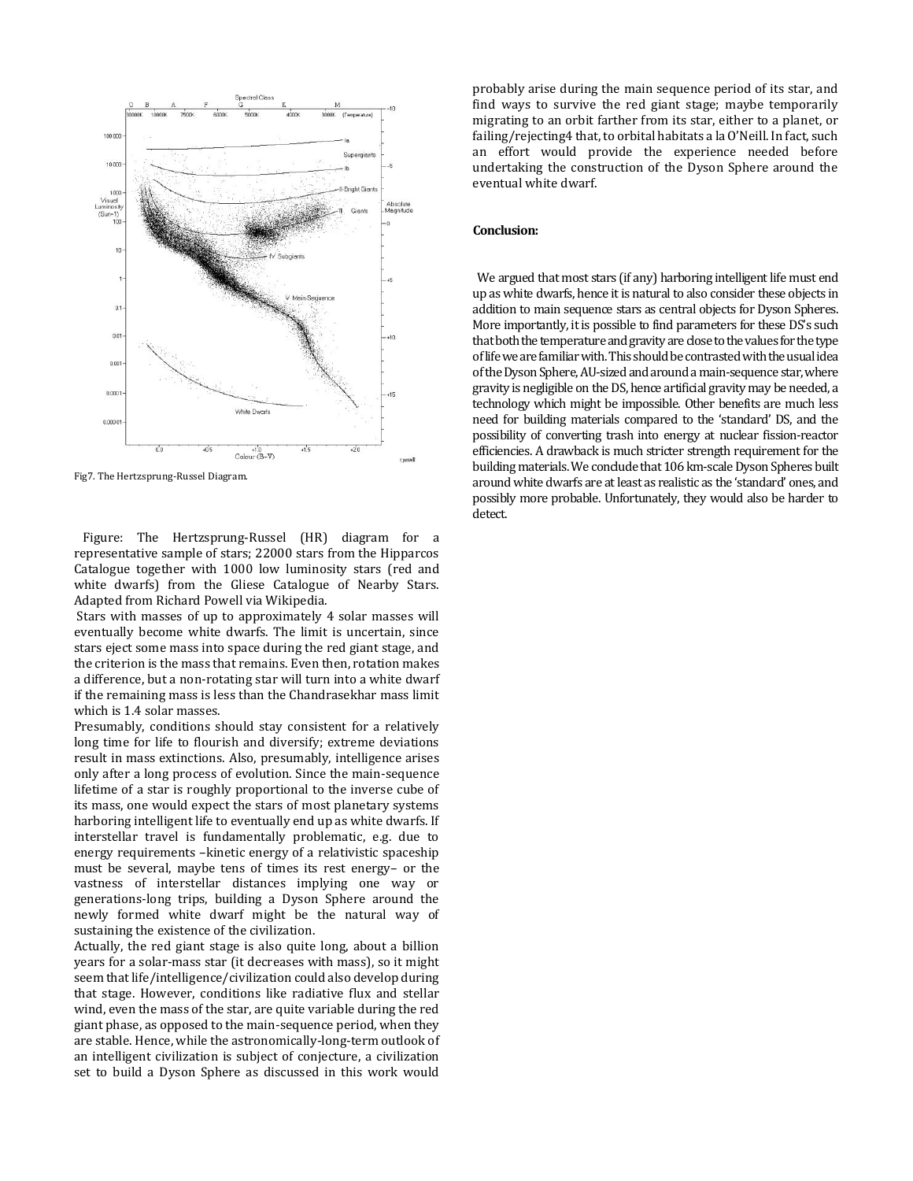Fig7. The Hertzsprung-Russel Diagram.

Figure: The Hertzsprung-Russel (HR) diagram for a representative sample of stars; 22000 stars from the Hipparcos Catalogue together with 1000 low luminosity stars (red and white dwarfs) from the Gliese Catalogue of Nearby Stars. Adapted from Richard Powell via Wikipedia.

Stars with masses of up to approximately 4 solar masses will eventually become white dwarfs. The limit is uncertain, since stars eject some mass into space during the red giant stage, and the criterion is the mass that remains. Even then, rotation makes a difference, but a non-rotating star will turn into a white dwarf if the remaining mass is less than the Chandrasekhar mass limit which is 1.4 solar masses.

Presumably, conditions should stay consistent for a relatively long time for life to flourish and diversify; extreme deviations result in mass extinctions. Also, presumably, intelligence arises only after a long process of evolution. Since the main-sequence lifetime of a star is roughly proportional to the inverse cube of its mass, one would expect the stars of most planetary systems harboring intelligent life to eventually end up as white dwarfs. If interstellar travel is fundamentally problematic, e.g. due to energy requirements –kinetic energy of a relativistic spaceship must be several, maybe tens of times its rest energy– or the vastness of interstellar distances implying one way or generations-long trips, building a Dyson Sphere around the newly formed white dwarf might be the natural way of sustaining the existence of the civilization.

Actually, the red giant stage is also quite long, about a billion years for a solar-mass star (it decreases with mass), so it might seem that life/intelligence/civilization could also develop during that stage. However, conditions like radiative flux and stellar wind, even the mass of the star, are quite variable during the red giant phase, as opposed to the main-sequence period, when they are stable. Hence, while the astronomically-long-term outlook of an intelligent civilization is subject of conjecture, a civilization set to build a Dyson Sphere as discussed in this work would probably arise during the main sequence period of its star, and find ways to survive the red giant stage; maybe temporarily migrating to an orbit farther from its star, either to a planet, or failing/rejecting[4] that, to orbital habitats a la O'Neill. In fact, such an effort would provide the experience needed before undertaking the construction of the Dyson Sphere around the eventual white dwarf.

## Conclusion:

We argued that most stars (if any) harboring intelligent life must end up as white dwarfs, hence it is natural to also consider these objects in addition to main sequence stars as central objects for Dyson Spheres. More importantly, it is possible to find parameters for these DS's such that both the temperature and gravity are close to the values for the type of life we are familiar with. This should be contrasted with the usual idea of the Dyson Sphere, AU-sized and around a main-sequence star, where gravity is negligible on the DS, hence artificial gravity may be needed, a technology which might be impossible. Other benefits are much less need for building materials compared to the 'standard' DS, and the possibility of converting trash into energy at nuclear fission-reactor efficiencies. A drawback is much stricter strength requirement for the building materials. We conclude that $10^6$ km-scale Dyson Spheres built around white dwarfs are at least as realistic as the 'standard' ones, and possibly more probable. Unfortunately, they would also be harder to detect.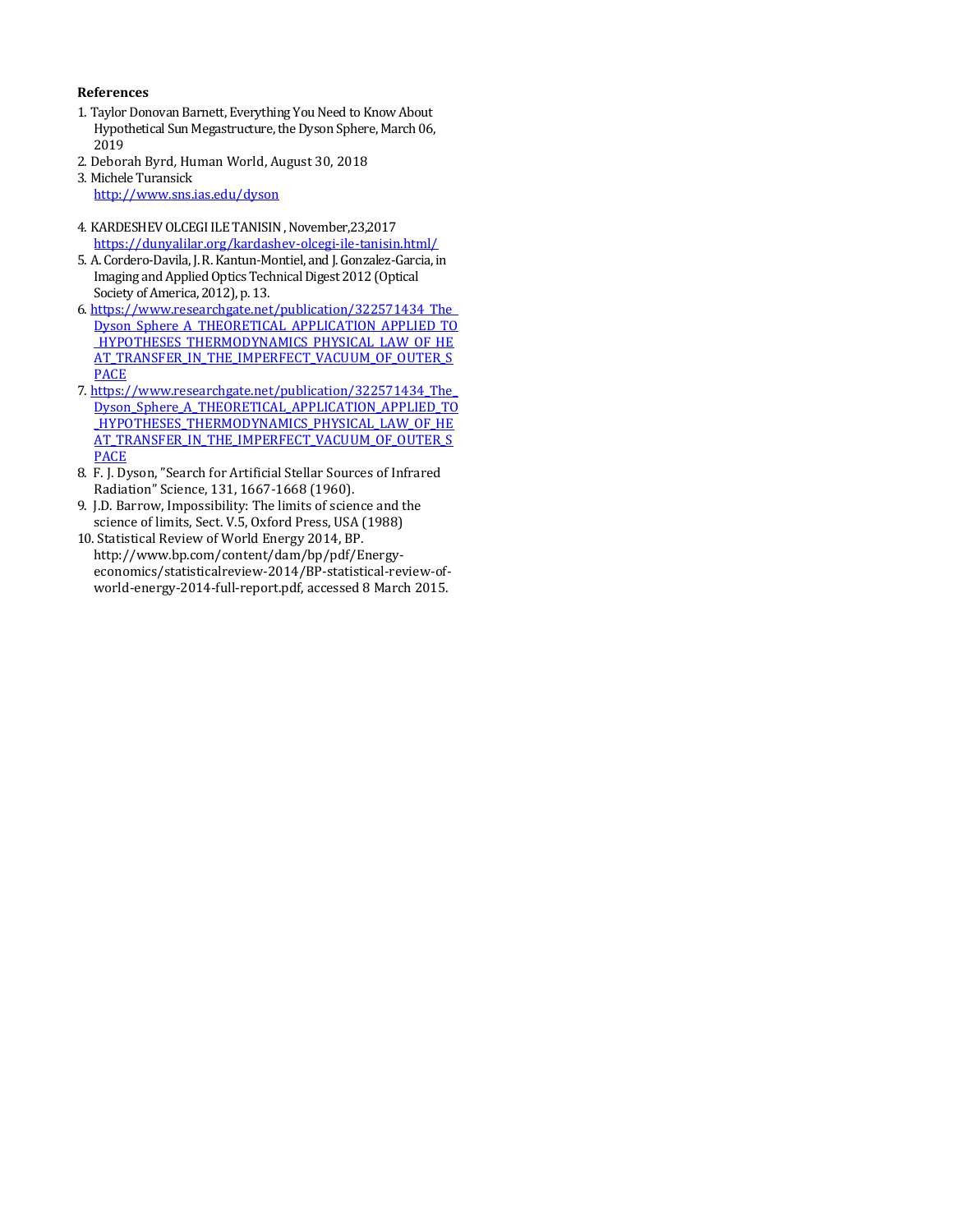**References**

1. Taylor Donovan Barnett, Everything You Need to Know About Hypothetical Sun Megastructure, the Dyson Sphere, March 06, 2019
2. Deborah Byrd, Human World, August 30, 2018
3. Michele Turansick http://www.sns.ias.edu/dyson
4. KARDESHEV OLCEGI ILE TANISIN , November,23,2017 https://dunyalilar.org/kardashev-olcegi-ile-tanisin.html/
5. A. Cordero-Davila, J. R. Kantun-Montiel, and J. Gonzalez-Garcia, in Imaging and Applied Optics Technical Digest 2012 (Optical Society of America, 2012), p. 13.
6. https://www.researchgate.net/publication/322571434_The_Dyson_Sphere_A_THEORETICAL_APPLICATION_APPLIED_TO_HYPOTHESES_THERMODYNAMICS_PHYSICAL_LAW_OF_HEAT_TRANSFER_IN_THE_IMPERFECT_VACUUM_OF_OUTER_SPACE
7. https://www.researchgate.net/publication/322571434_The_Dyson_Sphere_A_THEORETICAL_APPLICATION_APPLIED_TO_HYPOTHESES_THERMODYNAMICS_PHYSICAL_LAW_OF_HEAT_TRANSFER_IN_THE_IMPERFECT_VACUUM_OF_OUTER_SPACE
8. F. J. Dyson, "Search for Artificial Stellar Sources of Infrared Radiation" Science, 131, 1667-1668 (1960).
9. J.D. Barrow, Impossibility: The limits of science and the science of limits, Sect. V.5, Oxford Press, USA (1988)
10. Statistical Review of World Energy 2014, BP. http://www.bp.com/content/dam/bp/pdf/Energy-economics/statisticalreview-2014/BP-statistical-review-of-world-energy-2014-full-report.pdf, accessed 8 March 2015.